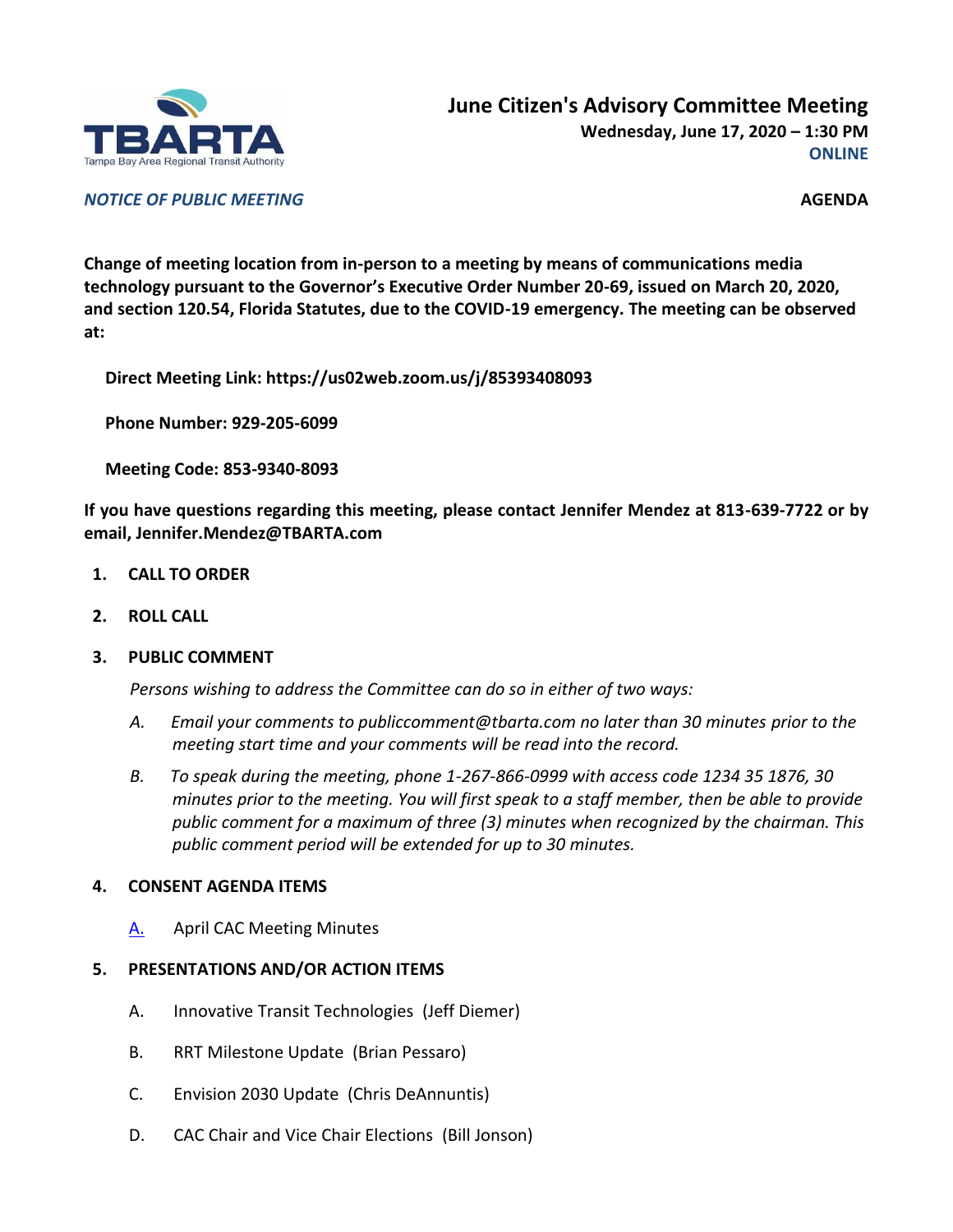TBARTA
Tampa Bay Area Regional Transit Authority

# June Citizen's Advisory Committee Meeting

**Wednesday, June 17, 2020 – 1:30 PM**
**ONLINE**

***NOTICE OF PUBLIC MEETING*** **AGENDA**

**Change of meeting location from in-person to a meeting by means of communications media technology pursuant to the Governor's Executive Order Number 20-69, issued on March 20, 2020, and section 120.54, Florida Statutes, due to the COVID-19 emergency. The meeting can be observed at:**

**Direct Meeting Link: https://us02web.zoom.us/j/85393408093**

**Phone Number: 929-205-6099**

**Meeting Code: 853-9340-8093**

**If you have questions regarding this meeting, please contact Jennifer Mendez at 813-639-7722 or by email, Jennifer.Mendez@TBARTA.com**

1. **CALL TO ORDER**
2. **ROLL CALL**
3. **PUBLIC COMMENT**

   *Persons wishing to address the Committee can do so in either of two ways:*

   *A. Email your comments to publiccomment@tbarta.com no later than 30 minutes prior to the meeting start time and your comments will be read into the record.*

   *B. To speak during the meeting, phone 1-267-866-0999 with access code 1234 35 1876, 30 minutes prior to the meeting. You will first speak to a staff member, then be able to provide public comment for a maximum of three (3) minutes when recognized by the chairman. This public comment period will be extended for up to 30 minutes.*

4. **CONSENT AGENDA ITEMS**

   A. April CAC Meeting Minutes

5. **PRESENTATIONS AND/OR ACTION ITEMS**

   A. Innovative Transit Technologies (Jeff Diemer)

   B. RRT Milestone Update (Brian Pessaro)

   C. Envision 2030 Update (Chris DeAnnuntis)

   D. CAC Chair and Vice Chair Elections (Bill Jonson)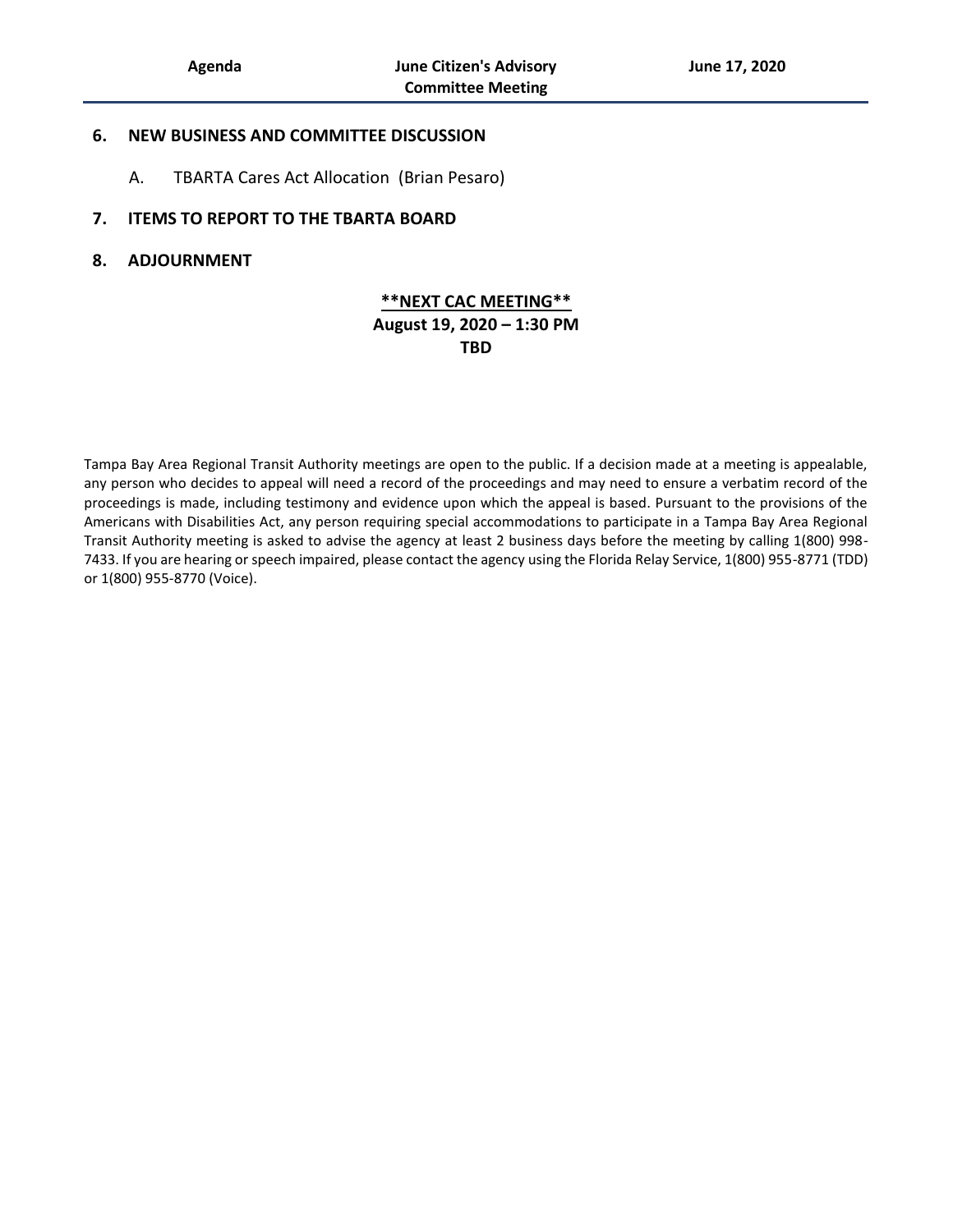## 6. NEW BUSINESS AND COMMITTEE DISCUSSION

A. TBARTA Cares Act Allocation (Brian Pesaro)

## 7. ITEMS TO REPORT TO THE TBARTA BOARD

## 8. ADJOURNMENT

**\*\*NEXT CAC MEETING\*\***
**August 19, 2020 – 1:30 PM**
**TBD**

Tampa Bay Area Regional Transit Authority meetings are open to the public. If a decision made at a meeting is appealable, any person who decides to appeal will need a record of the proceedings and may need to ensure a verbatim record of the proceedings is made, including testimony and evidence upon which the appeal is based. Pursuant to the provisions of the Americans with Disabilities Act, any person requiring special accommodations to participate in a Tampa Bay Area Regional Transit Authority meeting is asked to advise the agency at least 2 business days before the meeting by calling 1(800) 998-7433. If you are hearing or speech impaired, please contact the agency using the Florida Relay Service, 1(800) 955-8771 (TDD) or 1(800) 955-8770 (Voice).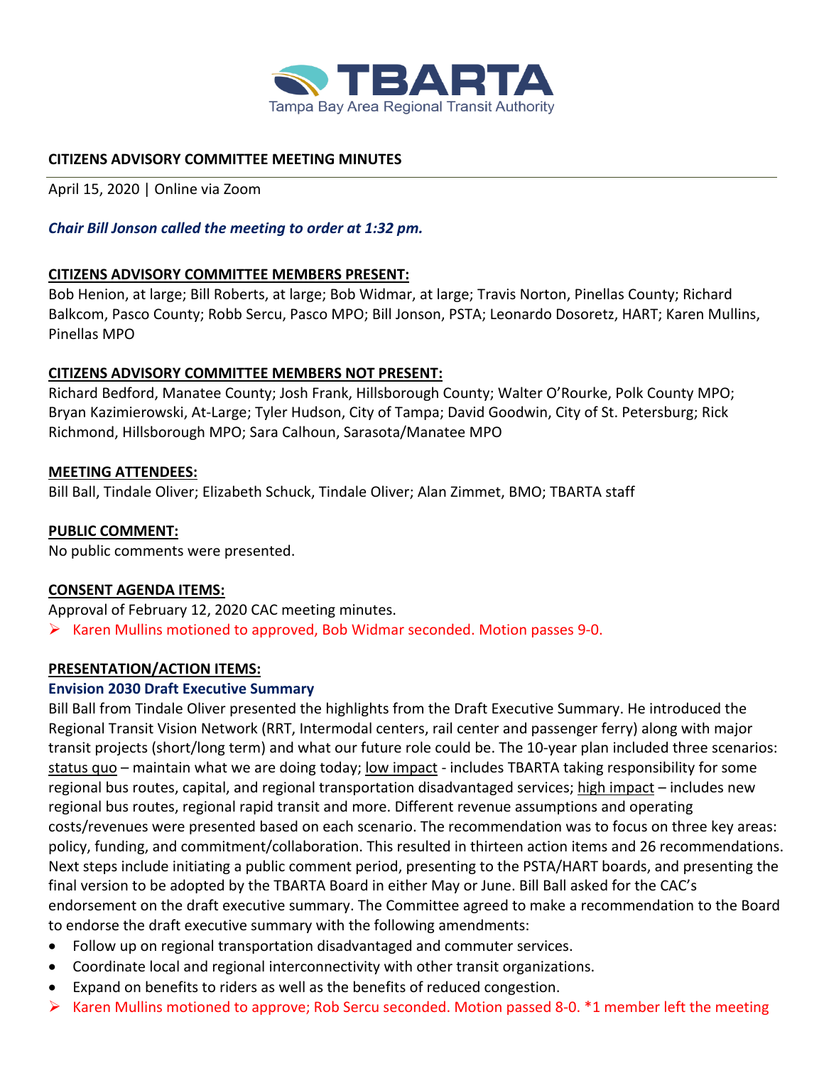TBARTA
Tampa Bay Area Regional Transit Authority

**CITIZENS ADVISORY COMMITTEE MEETING MINUTES**

April 15, 2020 | Online via Zoom

***Chair Bill Jonson called the meeting to order at 1:32 pm.***

**CITIZENS ADVISORY COMMITTEE MEMBERS PRESENT:**
Bob Henion, at large; Bill Roberts, at large; Bob Widmar, at large; Travis Norton, Pinellas County; Richard Balkcom, Pasco County; Robb Sercu, Pasco MPO; Bill Jonson, PSTA; Leonardo Dosoretz, HART; Karen Mullins, Pinellas MPO

**CITIZENS ADVISORY COMMITTEE MEMBERS NOT PRESENT:**
Richard Bedford, Manatee County; Josh Frank, Hillsborough County; Walter O'Rourke, Polk County MPO; Bryan Kazimierowski, At-Large; Tyler Hudson, City of Tampa; David Goodwin, City of St. Petersburg; Rick Richmond, Hillsborough MPO; Sara Calhoun, Sarasota/Manatee MPO

**MEETING ATTENDEES:**
Bill Ball, Tindale Oliver; Elizabeth Schuck, Tindale Oliver; Alan Zimmet, BMO; TBARTA staff

**PUBLIC COMMENT:**
No public comments were presented.

**CONSENT AGENDA ITEMS:**
Approval of February 12, 2020 CAC meeting minutes.

- Karen Mullins motioned to approved, Bob Widmar seconded. Motion passes 9-0.

**PRESENTATION/ACTION ITEMS:**

**Envision 2030 Draft Executive Summary**

Bill Ball from Tindale Oliver presented the highlights from the Draft Executive Summary. He introduced the Regional Transit Vision Network (RRT, Intermodal centers, rail center and passenger ferry) along with major transit projects (short/long term) and what our future role could be. The 10-year plan included three scenarios: status quo – maintain what we are doing today; low impact - includes TBARTA taking responsibility for some regional bus routes, capital, and regional transportation disadvantaged services; high impact – includes new regional bus routes, regional rapid transit and more. Different revenue assumptions and operating costs/revenues were presented based on each scenario. The recommendation was to focus on three key areas: policy, funding, and commitment/collaboration. This resulted in thirteen action items and 26 recommendations. Next steps include initiating a public comment period, presenting to the PSTA/HART boards, and presenting the final version to be adopted by the TBARTA Board in either May or June. Bill Ball asked for the CAC's endorsement on the draft executive summary. The Committee agreed to make a recommendation to the Board to endorse the draft executive summary with the following amendments:

- Follow up on regional transportation disadvantaged and commuter services.
- Coordinate local and regional interconnectivity with other transit organizations.
- Expand on benefits to riders as well as the benefits of reduced congestion.

- Karen Mullins motioned to approve; Rob Sercu seconded. Motion passed 8-0. *1 member left the meeting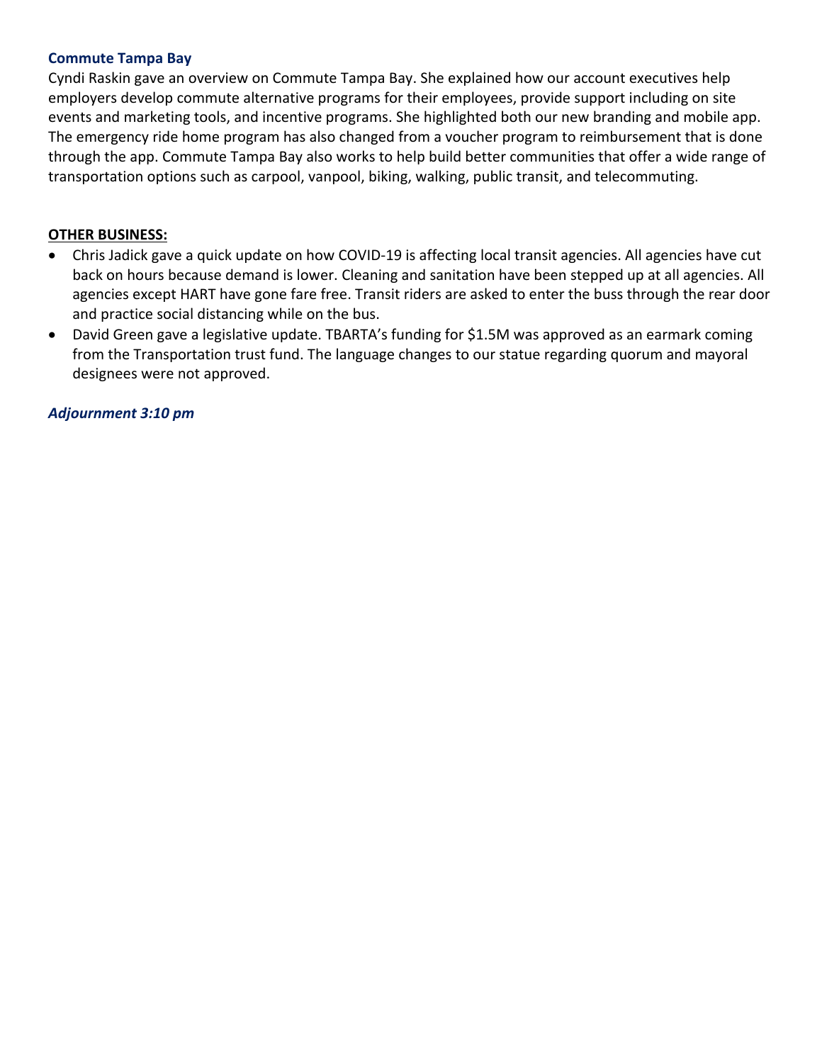### Commute Tampa Bay

Cyndi Raskin gave an overview on Commute Tampa Bay. She explained how our account executives help employers develop commute alternative programs for their employees, provide support including on site events and marketing tools, and incentive programs. She highlighted both our new branding and mobile app. The emergency ride home program has also changed from a voucher program to reimbursement that is done through the app. Commute Tampa Bay also works to help build better communities that offer a wide range of transportation options such as carpool, vanpool, biking, walking, public transit, and telecommuting.

**OTHER BUSINESS:**

- Chris Jadick gave a quick update on how COVID-19 is affecting local transit agencies. All agencies have cut back on hours because demand is lower. Cleaning and sanitation have been stepped up at all agencies. All agencies except HART have gone fare free. Transit riders are asked to enter the buss through the rear door and practice social distancing while on the bus.
- David Green gave a legislative update. TBARTA's funding for $1.5M was approved as an earmark coming from the Transportation trust fund. The language changes to our statue regarding quorum and mayoral designees were not approved.

***Adjournment 3:10 pm***